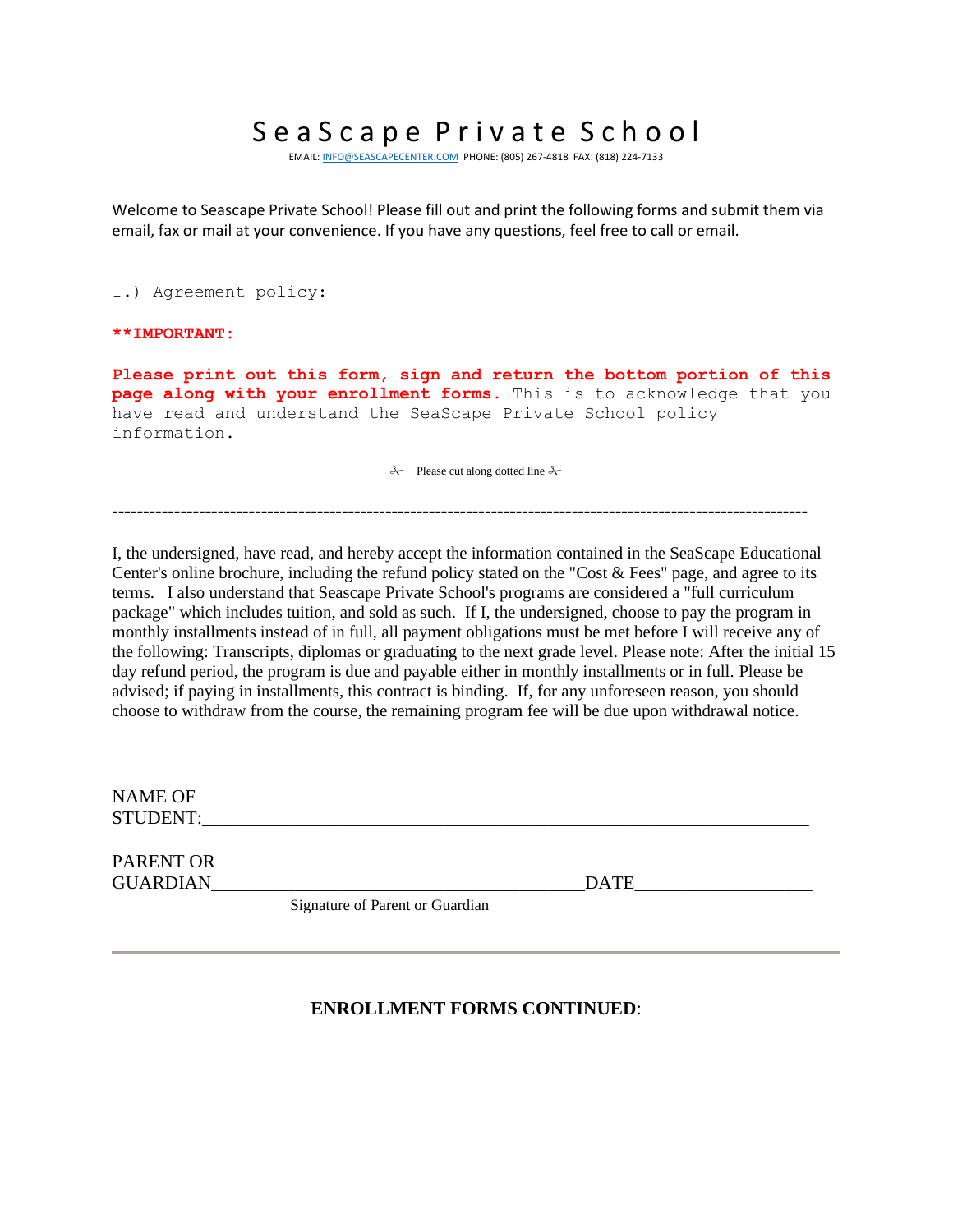# SeaScape Private School

EMAIL: INFO@SEASCAPECENTER.COM PHONE: (805) 267-4818 FAX: (818) 224-7133

Welcome to Seascape Private School! Please fill out and print the following forms and submit them via email, fax or mail at your convenience. If you have any questions, feel free to call or email.

I.) Agreement policy:

**\*\*IMPORTANT:**

**Please print out this form, sign and return the bottom portion of this page along with your enrollment forms.** This is to acknowledge that you have read and understand the SeaScape Private School policy information.

✂ Please cut along dotted line ✂

---

I, the undersigned, have read, and hereby accept the information contained in the SeaScape Educational Center's online brochure, including the refund policy stated on the "Cost & Fees" page, and agree to its terms. I also understand that Seascape Private School's programs are considered a "full curriculum package" which includes tuition, and sold as such. If I, the undersigned, choose to pay the program in monthly installments instead of in full, all payment obligations must be met before I will receive any of the following: Transcripts, diplomas or graduating to the next grade level. Please note: After the initial 15 day refund period, the program is due and payable either in monthly installments or in full. Please be advised; if paying in installments, this contract is binding. If, for any unforeseen reason, you should choose to withdraw from the course, the remaining program fee will be due upon withdrawal notice.

NAME OF STUDENT:\_\_\_\_\_\_\_\_\_\_\_\_\_\_\_\_\_\_\_\_\_\_\_\_\_\_\_\_\_\_\_\_\_\_\_\_\_\_\_\_\_\_\_\_\_\_\_\_

PARENT OR GUARDIAN\_\_\_\_\_\_\_\_\_\_\_\_\_\_\_\_\_\_\_\_\_\_\_\_\_\_\_\_\_\_\_\_\_\_\_\_\_\_DATE\_\_\_\_\_\_\_\_\_\_\_\_\_\_\_\_\_\_

Signature of Parent or Guardian

---

**ENROLLMENT FORMS CONTINUED**: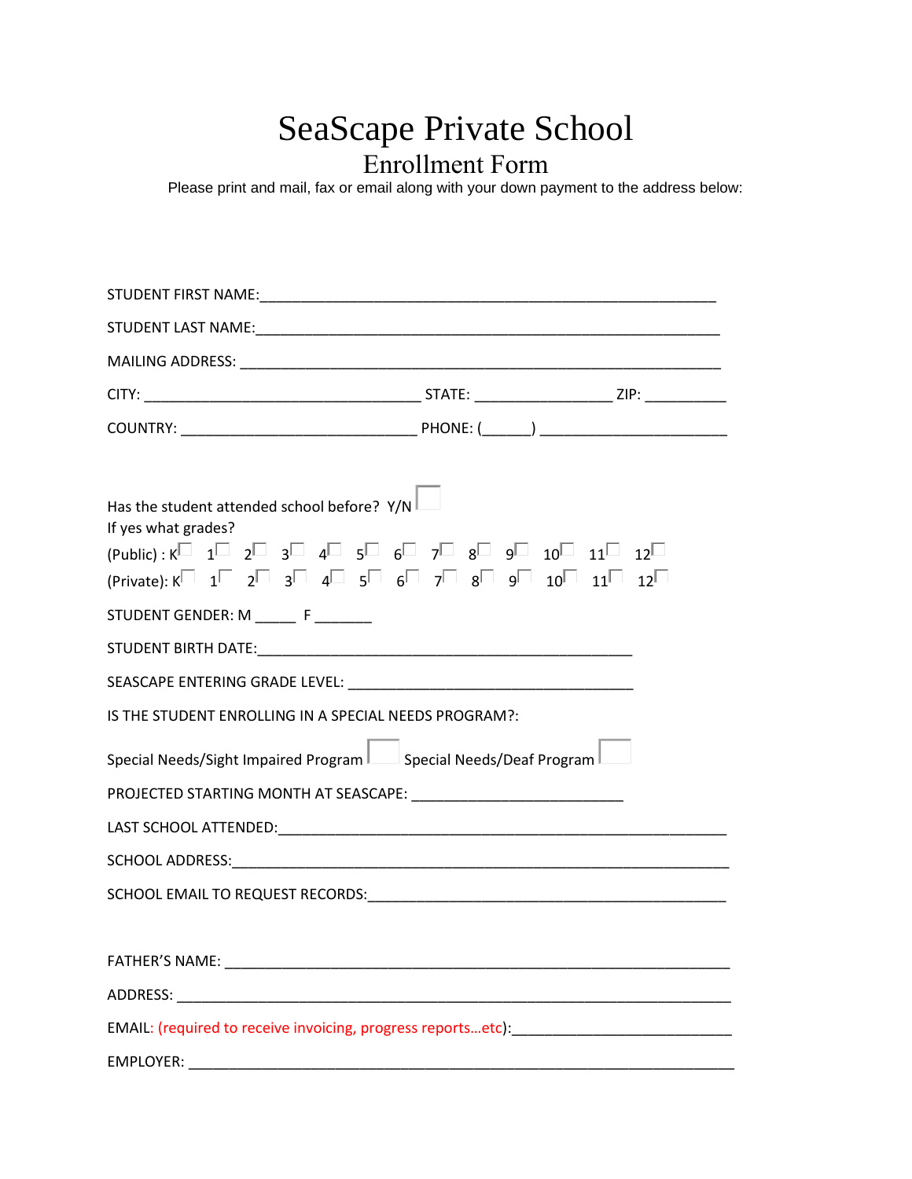# SeaScape Private School

## Enrollment Form

Please print and mail, fax or email along with your down payment to the address below:

STUDENT FIRST NAME:_______________________________________________________

STUDENT LAST NAME:_______________________________________________________

MAILING ADDRESS: _______________________________________________________

CITY: _________________________________ STATE: ________________ ZIP: __________

COUNTRY: ____________________________ PHONE: (______) ______________________

Has the student attended school before? Y/N ☐

If yes what grades?

(Public) : K☐ 1☐ 2☐ 3☐ 4☐ 5☐ 6☐ 7☐ 8☐ 9☐ 10☐ 11☐ 12☐

(Private): K☐ 1☐ 2☐ 3☐ 4☐ 5☐ 6☐ 7☐ 8☐ 9☐ 10☐ 11☐ 12☐

STUDENT GENDER: M _____ F _______

STUDENT BIRTH DATE:_____________________________________________

SEASCAPE ENTERING GRADE LEVEL: ________________________________

IS THE STUDENT ENROLLING IN A SPECIAL NEEDS PROGRAM?:

Special Needs/Sight Impaired Program ☐ Special Needs/Deaf Program ☐

PROJECTED STARTING MONTH AT SEASCAPE: _________________________

LAST SCHOOL ATTENDED:_____________________________________________________

SCHOOL ADDRESS:__________________________________________________________

SCHOOL EMAIL TO REQUEST RECORDS:__________________________________________

FATHER'S NAME: ___________________________________________________________

ADDRESS: ________________________________________________________________

EMAIL: (required to receive invoicing, progress reports…etc):___________________________

EMPLOYER: ______________________________________________________________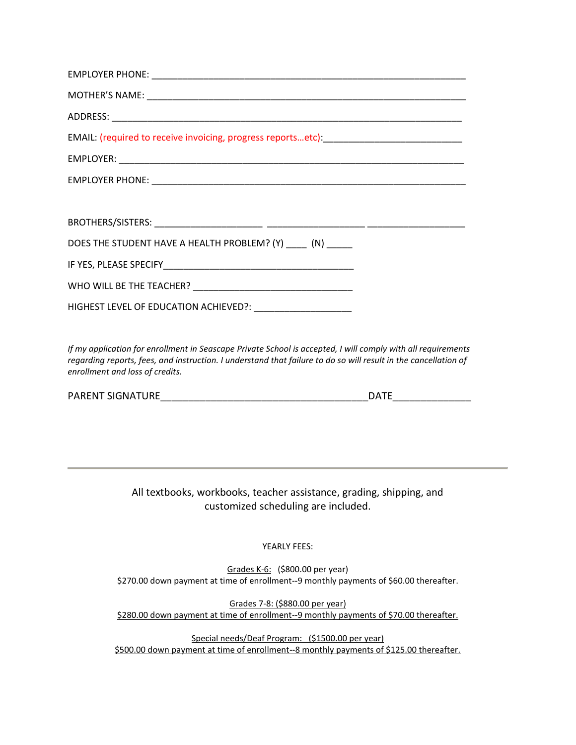EMPLOYER PHONE: ______________________________________________________________

MOTHER'S NAME: _______________________________________________________________

ADDRESS: _____________________________________________________________________

EMAIL: (required to receive invoicing, progress reports…etc):__________________________

EMPLOYER: ____________________________________________________________________

EMPLOYER PHONE: ______________________________________________________________

BROTHERS/SISTERS: ____________________ __________________ __________________

DOES THE STUDENT HAVE A HEALTH PROBLEM? (Y) ____ (N) _____

IF YES, PLEASE SPECIFY_____________________________________

WHO WILL BE THE TEACHER? _____________________________

HIGHEST LEVEL OF EDUCATION ACHIEVED?: __________________

*If my application for enrollment in Seascape Private School is accepted, I will comply with all requirements regarding reports, fees, and instruction. I understand that failure to do so will result in the cancellation of enrollment and loss of credits.*

PARENT SIGNATURE_____________________________________DATE______________

---

All textbooks, workbooks, teacher assistance, grading, shipping, and customized scheduling are included.

YEARLY FEES:

Grades K-6: ($800.00 per year)
$270.00 down payment at time of enrollment--9 monthly payments of $60.00 thereafter.

Grades 7-8: ($880.00 per year)
$280.00 down payment at time of enrollment--9 monthly payments of $70.00 thereafter.

Special needs/Deaf Program: ($1500.00 per year)
$500.00 down payment at time of enrollment--8 monthly payments of $125.00 thereafter.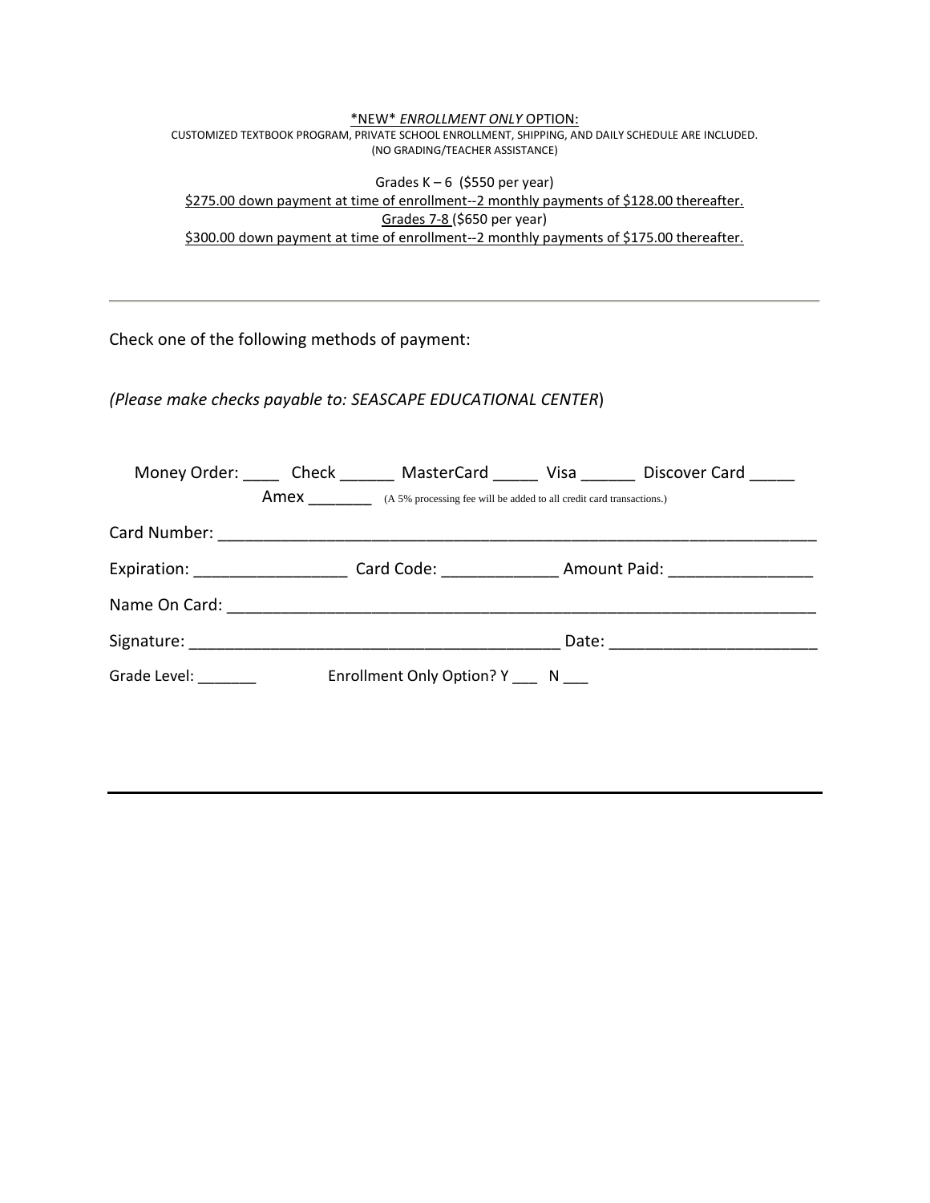*NEW* *ENROLLMENT ONLY* OPTION:

CUSTOMIZED TEXTBOOK PROGRAM, PRIVATE SCHOOL ENROLLMENT, SHIPPING, AND DAILY SCHEDULE ARE INCLUDED.
(NO GRADING/TEACHER ASSISTANCE)

Grades K – 6 ($550 per year)
$275.00 down payment at time of enrollment--2 monthly payments of $128.00 thereafter.
Grades 7-8 ($650 per year)
$300.00 down payment at time of enrollment--2 monthly payments of $175.00 thereafter.

---

Check one of the following methods of payment:

*(Please make checks payable to: SEASCAPE EDUCATIONAL CENTER)*

Money Order: ____ Check ______ MasterCard _____ Visa ______ Discover Card _____
Amex _______ (A 5% processing fee will be added to all credit card transactions.)

Card Number: ____________________________________________________________________

Expiration: _________________ Card Code: _____________ Amount Paid: ________________

Name On Card: ___________________________________________________________________

Signature: _________________________________________ Date: _______________________

Grade Level: _______ Enrollment Only Option? Y ___ N ___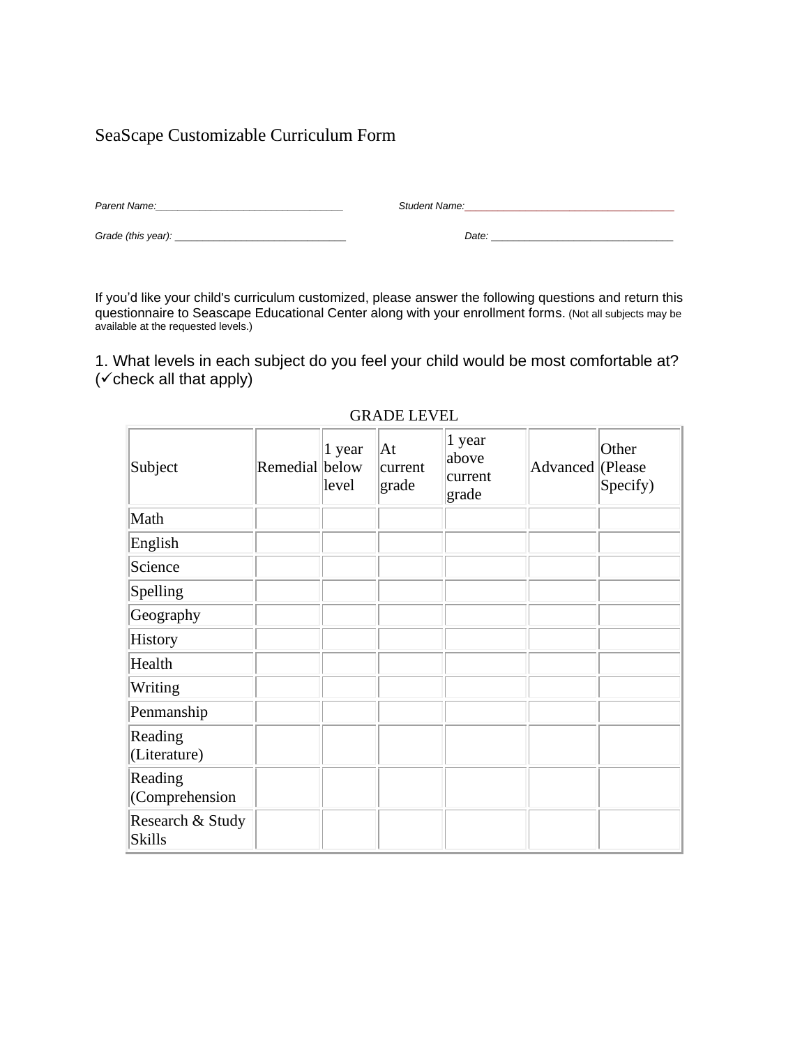# SeaScape Customizable Curriculum Form

*Parent Name:*_________________________________ *Student Name:*_____________________________________

*Grade (this year):* ______________________________ *Date:* ________________________________

If you'd like your child's curriculum customized, please answer the following questions and return this questionnaire to Seascape Educational Center along with your enrollment forms. (Not all subjects may be available at the requested levels.)

1. What levels in each subject do you feel your child would be most comfortable at? (✓check all that apply)

GRADE LEVEL

| Subject | Remedial | 1 year below level | At current grade | 1 year above current grade | Advanced | Other (Please Specify) |
|---|---|---|---|---|---|---|
| Math | | | | | | |
| English | | | | | | |
| Science | | | | | | |
| Spelling | | | | | | |
| Geography | | | | | | |
| History | | | | | | |
| Health | | | | | | |
| Writing | | | | | | |
| Penmanship | | | | | | |
| Reading (Literature) | | | | | | |
| Reading (Comprehension | | | | | | |
| Research & Study Skills | | | | | | |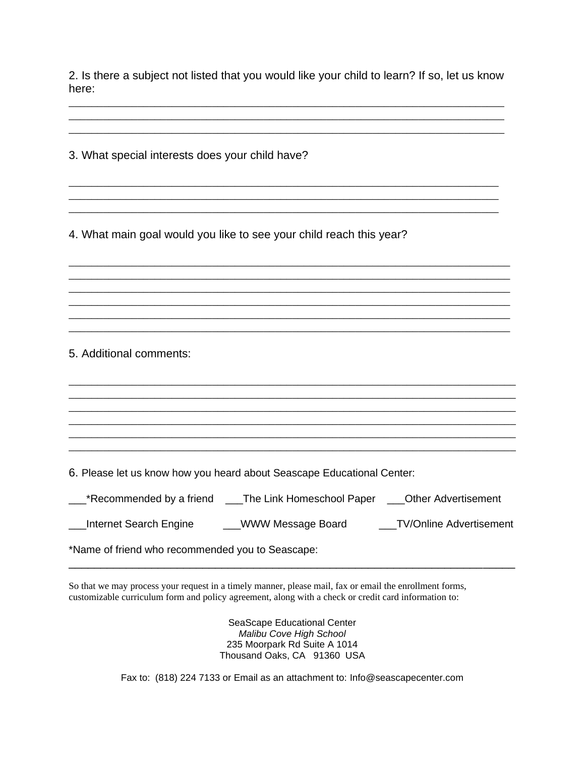2. Is there a subject not listed that you would like your child to learn? If so, let us know here:

___________________________________________________________________________
___________________________________________________________________________
___________________________________________________________________________

3. What special interests does your child have?

___________________________________________________________________________
___________________________________________________________________________
___________________________________________________________________________

4. What main goal would you like to see your child reach this year?

___________________________________________________________________________
___________________________________________________________________________
___________________________________________________________________________
___________________________________________________________________________
___________________________________________________________________________
___________________________________________________________________________

5. Additional comments:

___________________________________________________________________________
___________________________________________________________________________
___________________________________________________________________________
___________________________________________________________________________
___________________________________________________________________________
___________________________________________________________________________

6. Please let us know how you heard about Seascape Educational Center:

___*Recommended by a friend ___The Link Homeschool Paper ___Other Advertisement

___Internet Search Engine ___WWW Message Board ___TV/Online Advertisement

*Name of friend who recommended you to Seascape:

___________________________________________________________________________

So that we may process your request in a timely manner, please mail, fax or email the enrollment forms, customizable curriculum form and policy agreement, along with a check or credit card information to:

SeaScape Educational Center
*Malibu Cove High School*
235 Moorpark Rd Suite A 1014
Thousand Oaks, CA 91360 USA

Fax to: (818) 224 7133 or Email as an attachment to: Info@seascapecenter.com